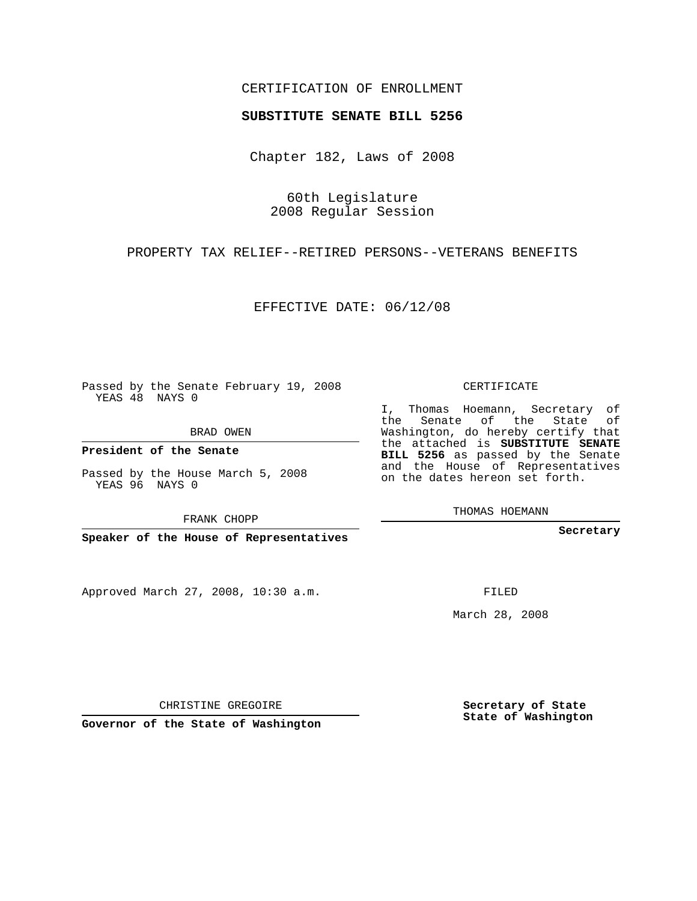CERTIFICATION OF ENROLLMENT

**SUBSTITUTE SENATE BILL 5256**

Chapter 182, Laws of 2008

60th Legislature
2008 Regular Session

PROPERTY TAX RELIEF--RETIRED PERSONS--VETERANS BENEFITS

EFFECTIVE DATE: 06/12/08

Passed by the Senate February 19, 2008
YEAS 48 NAYS 0

BRAD OWEN

**President of the Senate**

Passed by the House March 5, 2008
YEAS 96 NAYS 0

FRANK CHOPP

**Speaker of the House of Representatives**

Approved March 27, 2008, 10:30 a.m.

CHRISTINE GREGOIRE

**Governor of the State of Washington**

CERTIFICATE

I, Thomas Hoemann, Secretary of the Senate of the State of Washington, do hereby certify that the attached is **SUBSTITUTE SENATE BILL 5256** as passed by the Senate and the House of Representatives on the dates hereon set forth.

THOMAS HOEMANN

**Secretary**

FILED

March 28, 2008

**Secretary of State**
**State of Washington**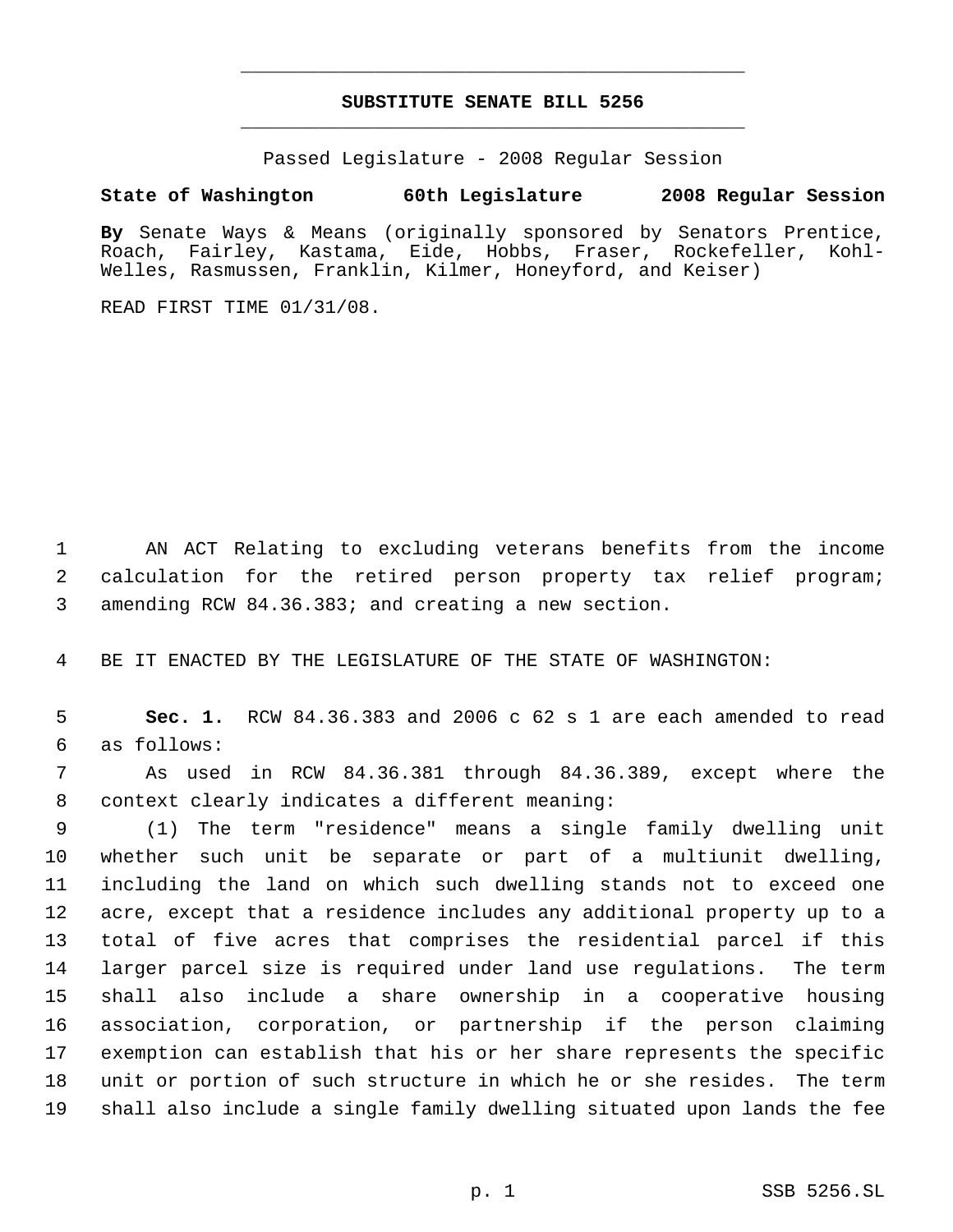# SUBSTITUTE SENATE BILL 5256

Passed Legislature - 2008 Regular Session

**State of Washington 60th Legislature 2008 Regular Session**

**By** Senate Ways & Means (originally sponsored by Senators Prentice, Roach, Fairley, Kastama, Eide, Hobbs, Fraser, Rockefeller, Kohl-Welles, Rasmussen, Franklin, Kilmer, Honeyford, and Keiser)

READ FIRST TIME 01/31/08.

AN ACT Relating to excluding veterans benefits from the income calculation for the retired person property tax relief program; amending RCW 84.36.383; and creating a new section.

BE IT ENACTED BY THE LEGISLATURE OF THE STATE OF WASHINGTON:

**Sec. 1.** RCW 84.36.383 and 2006 c 62 s 1 are each amended to read as follows:

As used in RCW 84.36.381 through 84.36.389, except where the context clearly indicates a different meaning:

(1) The term "residence" means a single family dwelling unit whether such unit be separate or part of a multiunit dwelling, including the land on which such dwelling stands not to exceed one acre, except that a residence includes any additional property up to a total of five acres that comprises the residential parcel if this larger parcel size is required under land use regulations. The term shall also include a share ownership in a cooperative housing association, corporation, or partnership if the person claiming exemption can establish that his or her share represents the specific unit or portion of such structure in which he or she resides. The term shall also include a single family dwelling situated upon lands the fee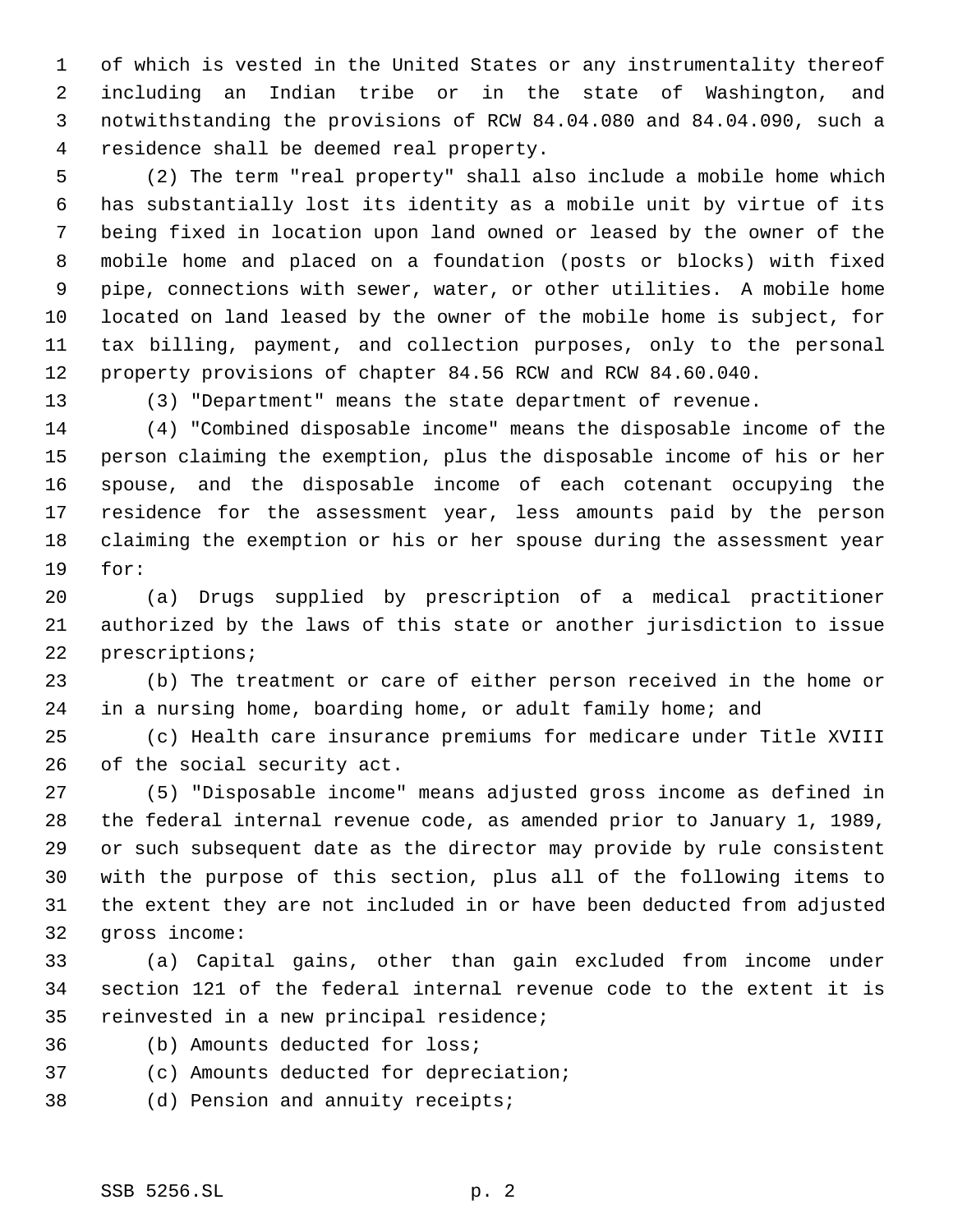of which is vested in the United States or any instrumentality thereof including an Indian tribe or in the state of Washington, and notwithstanding the provisions of RCW 84.04.080 and 84.04.090, such a residence shall be deemed real property.

(2) The term "real property" shall also include a mobile home which has substantially lost its identity as a mobile unit by virtue of its being fixed in location upon land owned or leased by the owner of the mobile home and placed on a foundation (posts or blocks) with fixed pipe, connections with sewer, water, or other utilities. A mobile home located on land leased by the owner of the mobile home is subject, for tax billing, payment, and collection purposes, only to the personal property provisions of chapter 84.56 RCW and RCW 84.60.040.

(3) "Department" means the state department of revenue.

(4) "Combined disposable income" means the disposable income of the person claiming the exemption, plus the disposable income of his or her spouse, and the disposable income of each cotenant occupying the residence for the assessment year, less amounts paid by the person claiming the exemption or his or her spouse during the assessment year for:

(a) Drugs supplied by prescription of a medical practitioner authorized by the laws of this state or another jurisdiction to issue prescriptions;

(b) The treatment or care of either person received in the home or in a nursing home, boarding home, or adult family home; and

(c) Health care insurance premiums for medicare under Title XVIII of the social security act.

(5) "Disposable income" means adjusted gross income as defined in the federal internal revenue code, as amended prior to January 1, 1989, or such subsequent date as the director may provide by rule consistent with the purpose of this section, plus all of the following items to the extent they are not included in or have been deducted from adjusted gross income:

(a) Capital gains, other than gain excluded from income under section 121 of the federal internal revenue code to the extent it is reinvested in a new principal residence;

(b) Amounts deducted for loss;

(c) Amounts deducted for depreciation;

(d) Pension and annuity receipts;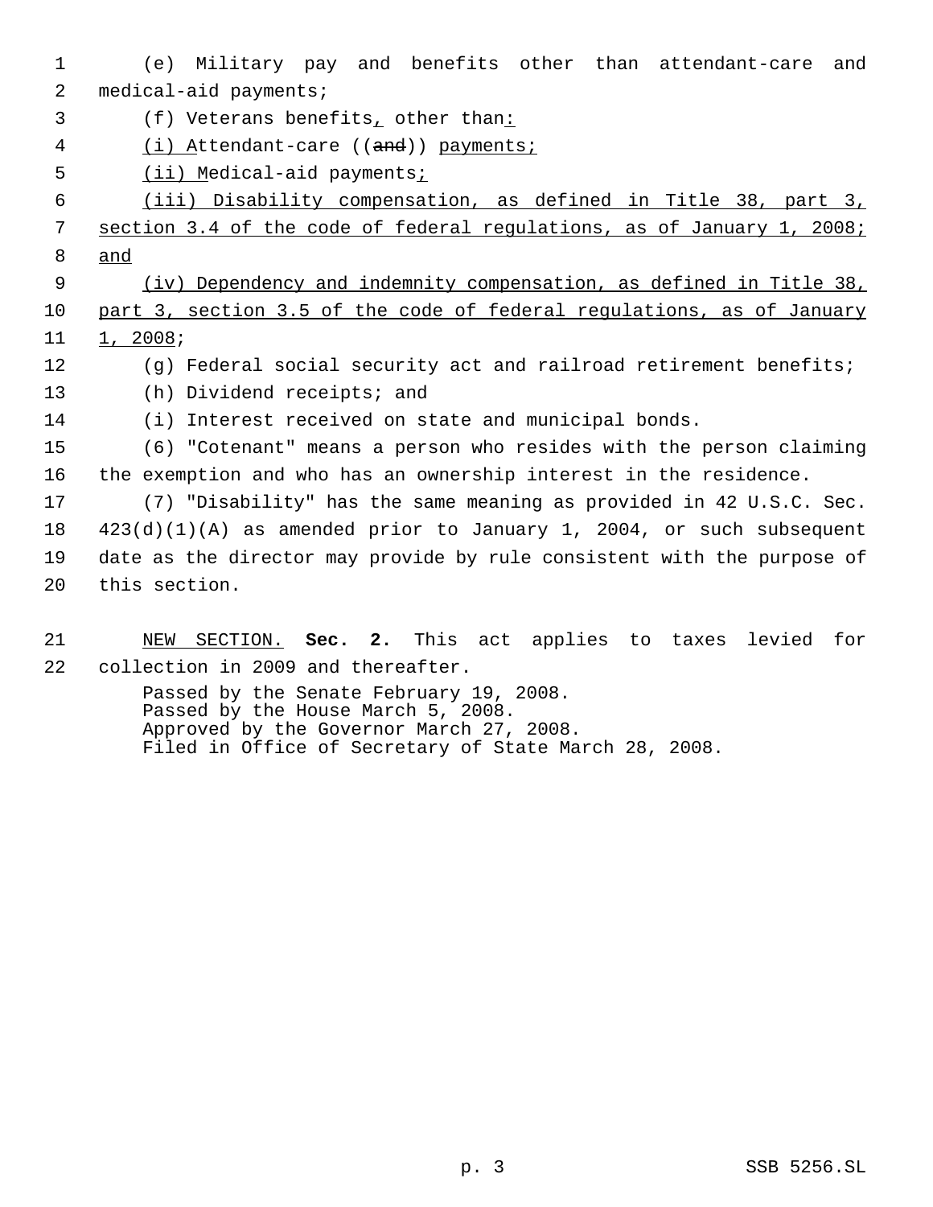(e) Military pay and benefits other than attendant-care and medical-aid payments;

(f) Veterans benefits, other than:

(i) Attendant-care ((~~and~~)) payments;

(ii) Medical-aid payments;

(iii) Disability compensation, as defined in Title 38, part 3, section 3.4 of the code of federal regulations, as of January 1, 2008; and

(iv) Dependency and indemnity compensation, as defined in Title 38, part 3, section 3.5 of the code of federal regulations, as of January 1, 2008;

(g) Federal social security act and railroad retirement benefits;

(h) Dividend receipts; and

(i) Interest received on state and municipal bonds.

(6) "Cotenant" means a person who resides with the person claiming the exemption and who has an ownership interest in the residence.

(7) "Disability" has the same meaning as provided in 42 U.S.C. Sec. 423(d)(1)(A) as amended prior to January 1, 2004, or such subsequent date as the director may provide by rule consistent with the purpose of this section.

NEW SECTION. **Sec. 2.** This act applies to taxes levied for collection in 2009 and thereafter.

Passed by the Senate February 19, 2008.
Passed by the House March 5, 2008.
Approved by the Governor March 27, 2008.
Filed in Office of Secretary of State March 28, 2008.